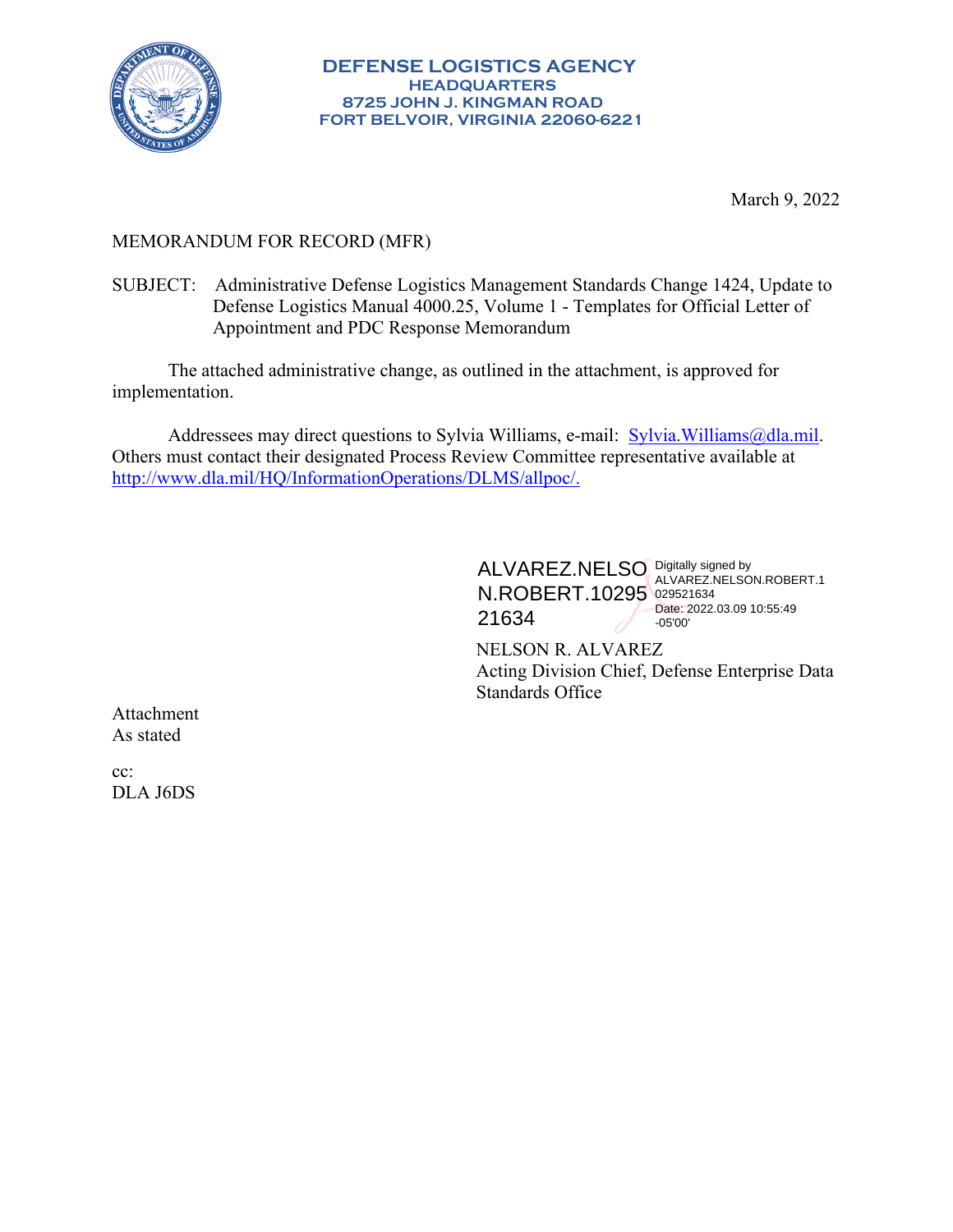**DEFENSE LOGISTICS AGENCY**
**HEADQUARTERS**
**8725 JOHN J. KINGMAN ROAD**
**FORT BELVOIR, VIRGINIA 22060-6221**

March 9, 2022

MEMORANDUM FOR RECORD (MFR)

SUBJECT: Administrative Defense Logistics Management Standards Change 1424, Update to Defense Logistics Manual 4000.25, Volume 1 - Templates for Official Letter of Appointment and PDC Response Memorandum

The attached administrative change, as outlined in the attachment, is approved for implementation.

Addressees may direct questions to Sylvia Williams, e-mail: Sylvia.Williams@dla.mil. Others must contact their designated Process Review Committee representative available at http://www.dla.mil/HQ/InformationOperations/DLMS/allpoc/.

ALVAREZ.NELSON.ROBERT.1029521634 Digitally signed by ALVAREZ.NELSON.ROBERT.1029521634 Date: 2022.03.09 10:55:49 -05'00'

NELSON R. ALVAREZ
Acting Division Chief, Defense Enterprise Data Standards Office

Attachment
As stated

cc:
DLA J6DS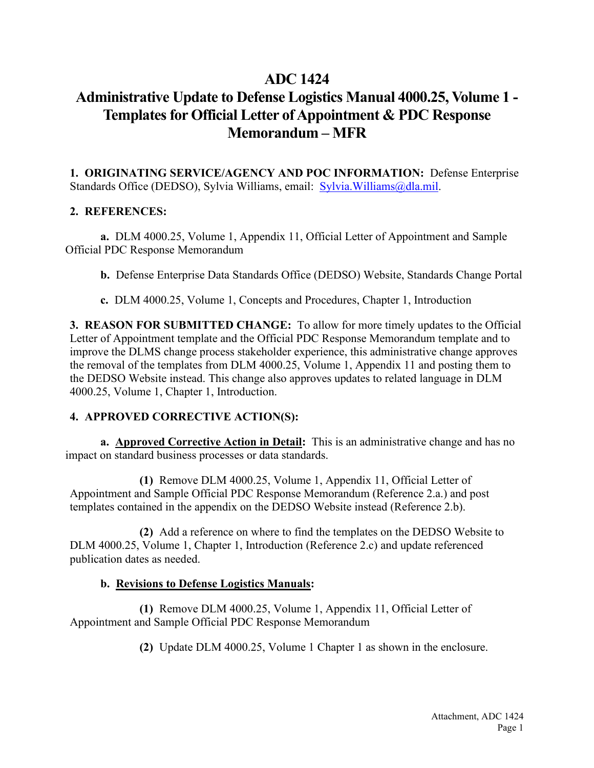# ADC 1424
# Administrative Update to Defense Logistics Manual 4000.25, Volume 1 - Templates for Official Letter of Appointment & PDC Response Memorandum – MFR

**1. ORIGINATING SERVICE/AGENCY AND POC INFORMATION:** Defense Enterprise Standards Office (DEDSO), Sylvia Williams, email: Sylvia.Williams@dla.mil.

**2. REFERENCES:**

**a.** DLM 4000.25, Volume 1, Appendix 11, Official Letter of Appointment and Sample Official PDC Response Memorandum

**b.** Defense Enterprise Data Standards Office (DEDSO) Website, Standards Change Portal

**c.** DLM 4000.25, Volume 1, Concepts and Procedures, Chapter 1, Introduction

**3. REASON FOR SUBMITTED CHANGE:** To allow for more timely updates to the Official Letter of Appointment template and the Official PDC Response Memorandum template and to improve the DLMS change process stakeholder experience, this administrative change approves the removal of the templates from DLM 4000.25, Volume 1, Appendix 11 and posting them to the DEDSO Website instead. This change also approves updates to related language in DLM 4000.25, Volume 1, Chapter 1, Introduction.

**4. APPROVED CORRECTIVE ACTION(S):**

**a. Approved Corrective Action in Detail:** This is an administrative change and has no impact on standard business processes or data standards.

**(1)** Remove DLM 4000.25, Volume 1, Appendix 11, Official Letter of Appointment and Sample Official PDC Response Memorandum (Reference 2.a.) and post templates contained in the appendix on the DEDSO Website instead (Reference 2.b).

**(2)** Add a reference on where to find the templates on the DEDSO Website to DLM 4000.25, Volume 1, Chapter 1, Introduction (Reference 2.c) and update referenced publication dates as needed.

**b. Revisions to Defense Logistics Manuals:**

**(1)** Remove DLM 4000.25, Volume 1, Appendix 11, Official Letter of Appointment and Sample Official PDC Response Memorandum

**(2)** Update DLM 4000.25, Volume 1 Chapter 1 as shown in the enclosure.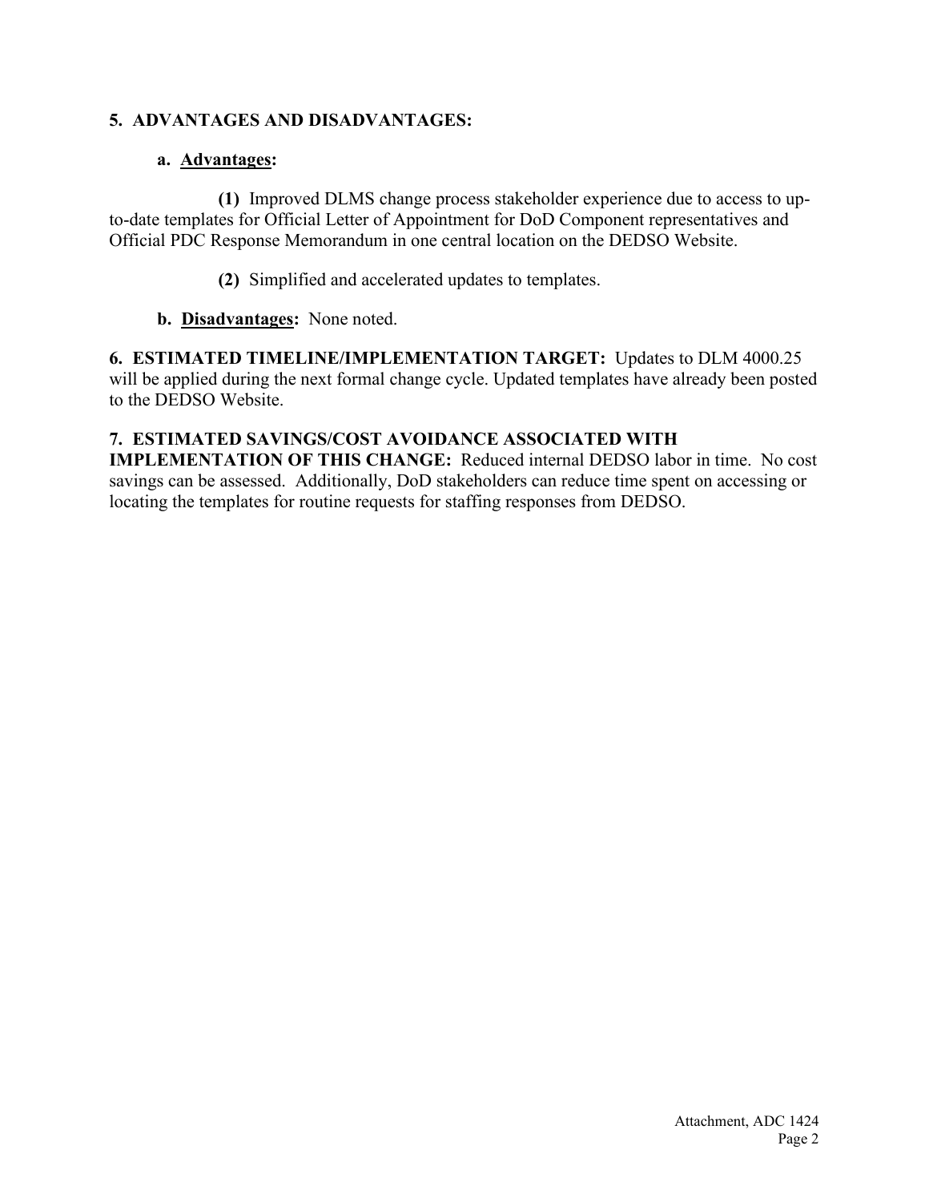**5. ADVANTAGES AND DISADVANTAGES:**

**a. Advantages:**

**(1)** Improved DLMS change process stakeholder experience due to access to up-to-date templates for Official Letter of Appointment for DoD Component representatives and Official PDC Response Memorandum in one central location on the DEDSO Website.

**(2)** Simplified and accelerated updates to templates.

**b. Disadvantages:** None noted.

**6. ESTIMATED TIMELINE/IMPLEMENTATION TARGET:** Updates to DLM 4000.25 will be applied during the next formal change cycle. Updated templates have already been posted to the DEDSO Website.

**7. ESTIMATED SAVINGS/COST AVOIDANCE ASSOCIATED WITH IMPLEMENTATION OF THIS CHANGE:** Reduced internal DEDSO labor in time. No cost savings can be assessed. Additionally, DoD stakeholders can reduce time spent on accessing or locating the templates for routine requests for staffing responses from DEDSO.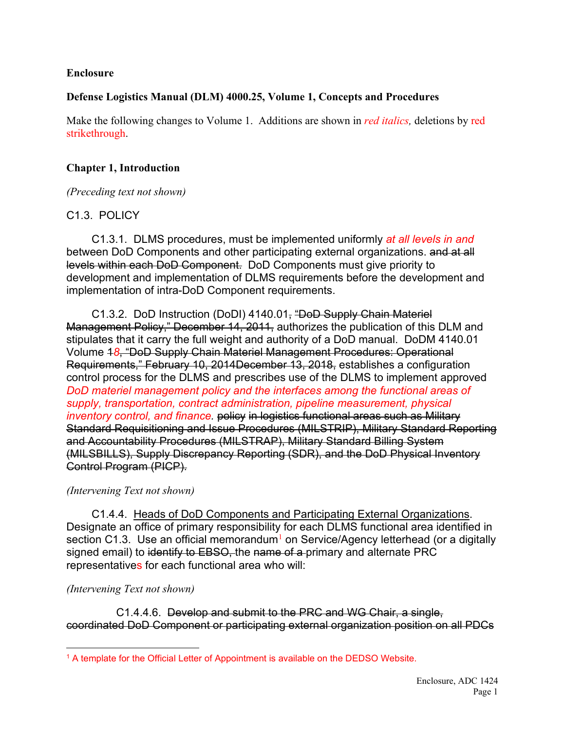**Enclosure**

**Defense Logistics Manual (DLM) 4000.25, Volume 1, Concepts and Procedures**

Make the following changes to Volume 1. Additions are shown in *red italics,* deletions by ~~red strikethrough~~.

**Chapter 1, Introduction**

*(Preceding text not shown)*

C1.3. POLICY

C1.3.1. DLMS procedures, must be implemented uniformly *at all levels in and* between DoD Components and other participating external organizations. ~~and at all levels within each DoD Component.~~ DoD Components must give priority to development and implementation of DLMS requirements before the development and implementation of intra-DoD Component requirements.

C1.3.2. DoD Instruction (DoDI) 4140.01~~, "DoD Supply Chain Materiel Management Policy," December 14, 2011,~~ authorizes the publication of this DLM and stipulates that it carry the full weight and authority of a DoD manual. DoDM 4140.01 Volume ~~1~~*8*~~, "DoD Supply Chain Materiel Management Procedures: Operational Requirements," February 10, 2014December 13, 2018,~~ establishes a configuration control process for the DLMS and prescribes use of the DLMS to implement approved *DoD materiel management policy and the interfaces among the functional areas of supply, transportation, contract administration, pipeline measurement, physical inventory control, and finance.* ~~policy in logistics functional areas such as Military Standard Requisitioning and Issue Procedures (MILSTRIP), Military Standard Reporting and Accountability Procedures (MILSTRAP), Military Standard Billing System (MILSBILLS), Supply Discrepancy Reporting (SDR), and the DoD Physical Inventory Control Program (PICP).~~

*(Intervening Text not shown)*

C1.4.4. Heads of DoD Components and Participating External Organizations. Designate an office of primary responsibility for each DLMS functional area identified in section C1.3. Use an official memorandum[1] on Service/Agency letterhead (or a digitally signed email) to ~~identify to EBSO,~~ the ~~name of a~~ primary and alternate PRC representatives for each functional area who will:

*(Intervening Text not shown)*

C1.4.4.6. ~~Develop and submit to the PRC and WG Chair, a single, coordinated DoD Component or participating external organization position on all PDCs~~

[1] A template for the Official Letter of Appointment is available on the DEDSO Website.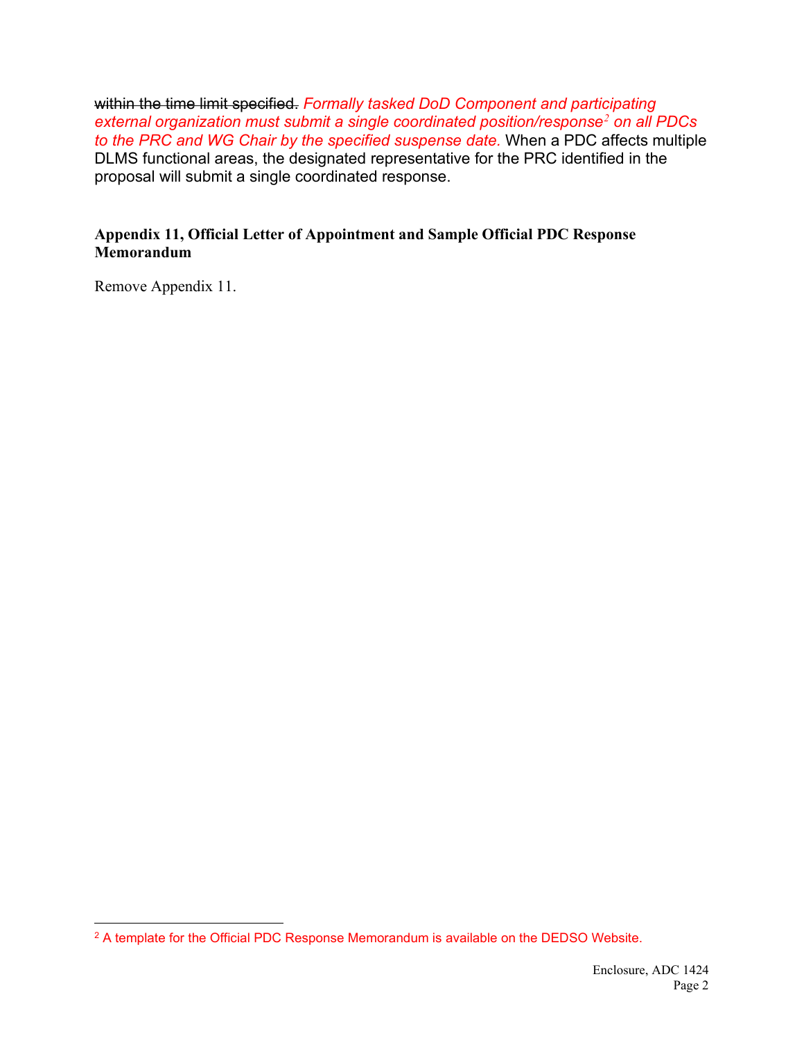~~within the time limit specified.~~ *Formally tasked DoD Component and participating external organization must submit a single coordinated position/response*[2] *on all PDCs to the PRC and WG Chair by the specified suspense date.* When a PDC affects multiple DLMS functional areas, the designated representative for the PRC identified in the proposal will submit a single coordinated response.

**Appendix 11, Official Letter of Appointment and Sample Official PDC Response Memorandum**

Remove Appendix 11.

[2] A template for the Official PDC Response Memorandum is available on the DEDSO Website.